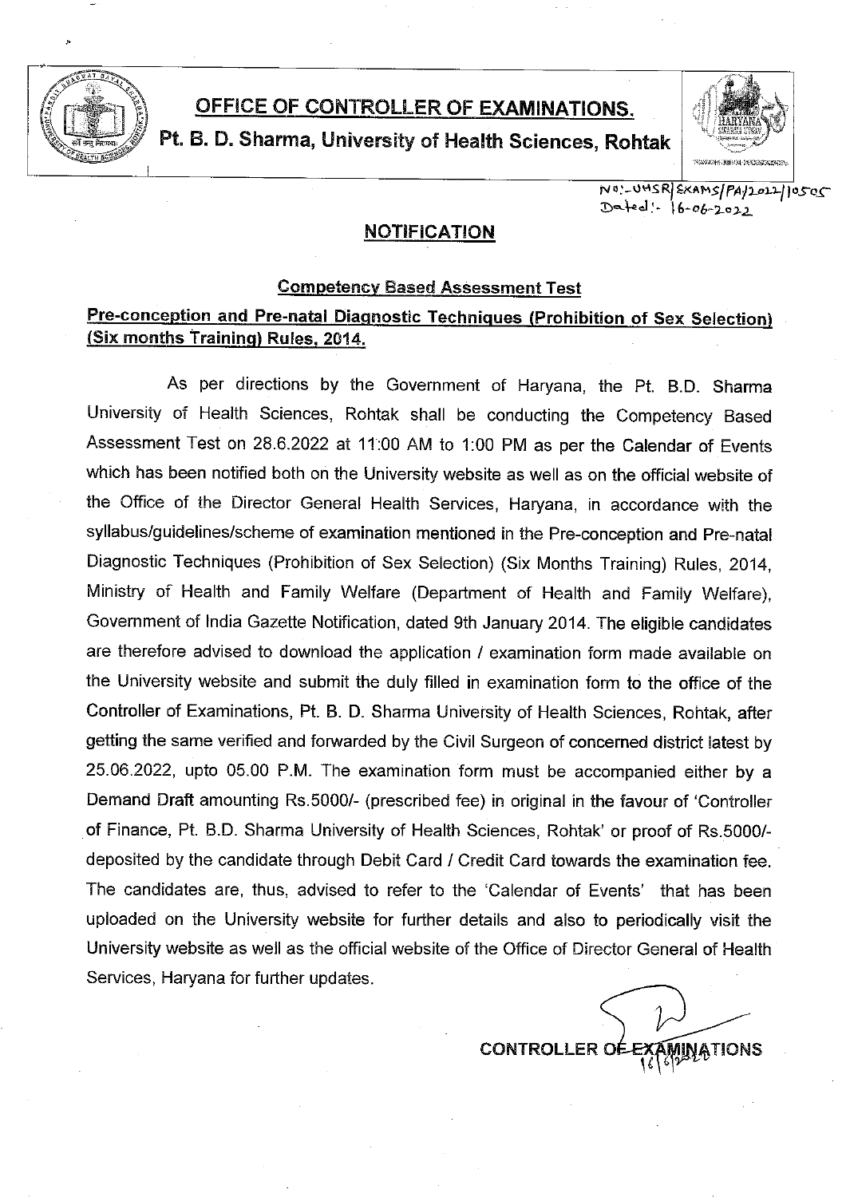# OFFICE OF CONTROLLER OF EXAMINATIONS.

## Pt. B. D. Sharma, University of Health Sciences, Rohtak

No:-UHSR/EXAMS/PA/2022/10505
Dated:- 16-06-2022

## NOTIFICATION

### Competency Based Assessment Test

### Pre-conception and Pre-natal Diagnostic Techniques (Prohibition of Sex Selection) (Six months Training) Rules, 2014.

As per directions by the Government of Haryana, the Pt. B.D. Sharma University of Health Sciences, Rohtak shall be conducting the Competency Based Assessment Test on 28.6.2022 at 11:00 AM to 1:00 PM as per the Calendar of Events which has been notified both on the University website as well as on the official website of the Office of the Director General Health Services, Haryana, in accordance with the syllabus/guidelines/scheme of examination mentioned in the Pre-conception and Pre-natal Diagnostic Techniques (Prohibition of Sex Selection) (Six Months Training) Rules, 2014, Ministry of Health and Family Welfare (Department of Health and Family Welfare), Government of India Gazette Notification, dated 9th January 2014. The eligible candidates are therefore advised to download the application / examination form made available on the University website and submit the duly filled in examination form to the office of the Controller of Examinations, Pt. B. D. Sharma University of Health Sciences, Rohtak, after getting the same verified and forwarded by the Civil Surgeon of concerned district latest by 25.06.2022, upto 05.00 P.M. The examination form must be accompanied either by a Demand Draft amounting Rs.5000/- (prescribed fee) in original in the favour of 'Controller of Finance, Pt. B.D. Sharma University of Health Sciences, Rohtak' or proof of Rs.5000/- deposited by the candidate through Debit Card / Credit Card towards the examination fee. The candidates are, thus, advised to refer to the 'Calendar of Events' that has been uploaded on the University website for further details and also to periodically visit the University website as well as the official website of the Office of Director General of Health Services, Haryana for further updates.

CONTROLLER OF EXAMINATIONS
16/6/2022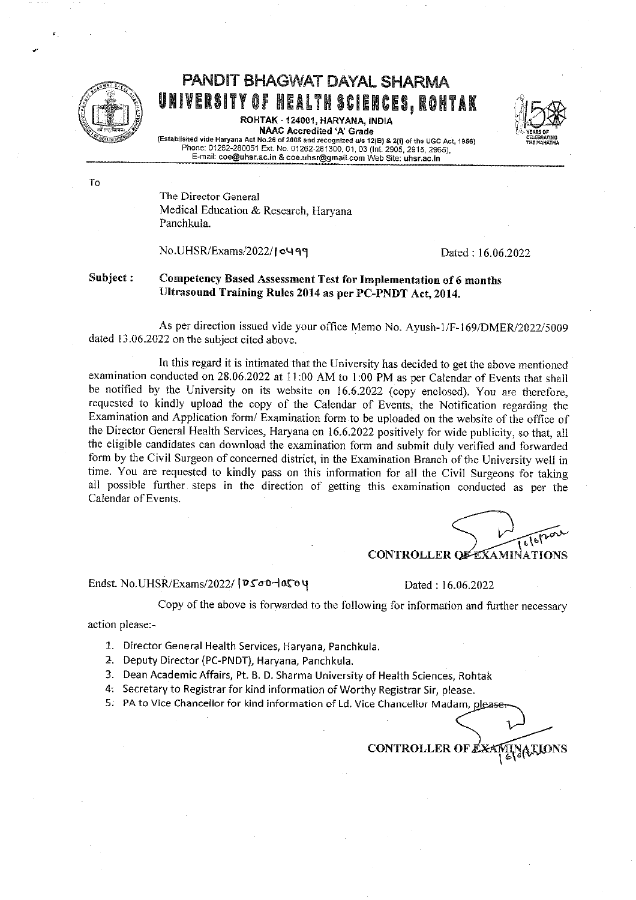# PANDIT BHAGWAT DAYAL SHARMA
# UNIVERSITY OF HEALTH SCIENCES, ROHTAK

**ROHTAK - 124001, HARYANA, INDIA**
**NAAC Accredited 'A' Grade**
(Established vide Haryana Act No.26 of 2008 and recognized u/s 12(B) & 2(f) of the UGC Act, 1956)
Phone: 01262-280051 Ext. No. 01262-281300, 01, 03 (Int. 2905, 2915, 2965),
E-mail: coe@uhsr.ac.in & coe.uhsr@gmail.com Web Site: uhsr.ac.in

To

The Director General
Medical Education & Research, Haryana
Panchkula.

No.UHSR/Exams/2022/10499 Dated : 16.06.2022

**Subject : Competency Based Assessment Test for Implementation of 6 months Ultrasound Training Rules 2014 as per PC-PNDT Act, 2014.**

As per direction issued vide your office Memo No. Ayush-1/F-169/DMER/2022/5009 dated 13.06.2022 on the subject cited above.

In this regard it is intimated that the University has decided to get the above mentioned examination conducted on 28.06.2022 at 11:00 AM to 1:00 PM as per Calendar of Events that shall be notified by the University on its website on 16.6.2022 (copy enclosed). You are therefore, requested to kindly upload the copy of the Calendar of Events, the Notification regarding the Examination and Application form/ Examination form to be uploaded on the website of the office of the Director General Health Services, Haryana on 16.6.2022 positively for wide publicity, so that, all the eligible candidates can download the examination form and submit duly verified and forwarded form by the Civil Surgeon of concerned district, in the Examination Branch of the University well in time. You are requested to kindly pass on this information for all the Civil Surgeons for taking all possible further steps in the direction of getting this examination conducted as per the Calendar of Events.

16/6/2022

**CONTROLLER OF EXAMINATIONS**

Endst. No.UHSR/Exams/2022/ 10500-10504 Dated : 16.06.2022

Copy of the above is forwarded to the following for information and further necessary action please:-

1. Director General Health Services, Haryana, Panchkula.
2. Deputy Director (PC-PNDT), Haryana, Panchkula.
3. Dean Academic Affairs, Pt. B. D. Sharma University of Health Sciences, Rohtak
4. Secretary to Registrar for kind information of Worthy Registrar Sir, please.
5. PA to Vice Chancellor for kind information of Ld. Vice Chancellor Madam, please.

16/6/22

**CONTROLLER OF EXAMINATIONS**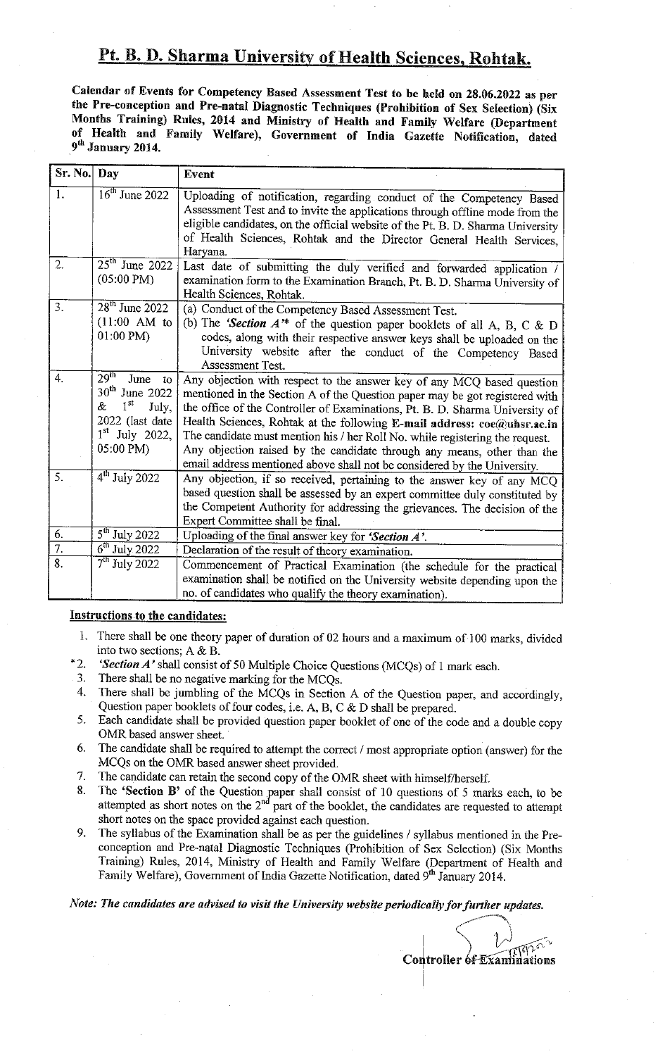# Pt. B. D. Sharma University of Health Sciences, Rohtak.

**Calendar of Events for Competency Based Assessment Test to be held on 28.06.2022 as per the Pre-conception and Pre-natal Diagnostic Techniques (Prohibition of Sex Selection) (Six Months Training) Rules, 2014 and Ministry of Health and Family Welfare (Department of Health and Family Welfare), Government of India Gazette Notification, dated 9th January 2014.**

| Sr. No. | Day | Event |
|---|---|---|
| 1. | 16th June 2022 | Uploading of notification, regarding conduct of the Competency Based Assessment Test and to invite the applications through offline mode from the eligible candidates, on the official website of the Pt. B. D. Sharma University of Health Sciences, Rohtak and the Director General Health Services, Haryana. |
| 2. | 25th June 2022 (05:00 PM) | Last date of submitting the duly verified and forwarded application / examination form to the Examination Branch, Pt. B. D. Sharma University of Health Sciences, Rohtak. |
| 3. | 28th June 2022 (11:00 AM to 01:00 PM) | (a) Conduct of the Competency Based Assessment Test.<br>(b) The *'Section A'** of the question paper booklets of all A, B, C & D codes, along with their respective answer keys shall be uploaded on the University website after the conduct of the Competency Based Assessment Test. |
| 4. | 29th June to 30th June 2022 & 1st July, 2022 (last date 1st July 2022, 05:00 PM) | Any objection with respect to the answer key of any MCQ based question mentioned in the Section A of the Question paper may be got registered with the office of the Controller of Examinations, Pt. B. D. Sharma University of Health Sciences, Rohtak at the following **E-mail address: coe@uhsr.ac.in** The candidate must mention his / her Roll No. while registering the request. Any objection raised by the candidate through any means, other than the email address mentioned above shall not be considered by the University. |
| 5. | 4th July 2022 | Any objection, if so received, pertaining to the answer key of any MCQ based question shall be assessed by an expert committee duly constituted by the Competent Authority for addressing the grievances. The decision of the Expert Committee shall be final. |
| 6. | 5th July 2022 | Uploading of the final answer key for *'Section A'*. |
| 7. | 6th July 2022 | Declaration of the result of theory examination. |
| 8. | 7th July 2022 | Commencement of Practical Examination (the schedule for the practical examination shall be notified on the University website depending upon the no. of candidates who qualify the theory examination). |

**Instructions to the candidates:**

1. There shall be one theory paper of duration of 02 hours and a maximum of 100 marks, divided into two sections; A & B.
2. *'Section A'* shall consist of 50 Multiple Choice Questions (MCQs) of 1 mark each.
3. There shall be no negative marking for the MCQs.
4. There shall be jumbling of the MCQs in Section A of the Question paper, and accordingly, Question paper booklets of four codes, i.e. A, B, C & D shall be prepared.
5. Each candidate shall be provided question paper booklet of one of the code and a double copy OMR based answer sheet.
6. The candidate shall be required to attempt the correct / most appropriate option (answer) for the MCQs on the OMR based answer sheet provided.
7. The candidate can retain the second copy of the OMR sheet with himself/herself.
8. The **'Section B'** of the Question paper shall consist of 10 questions of 5 marks each, to be attempted as short notes on the 2nd part of the booklet, the candidates are requested to attempt short notes on the space provided against each question.
9. The syllabus of the Examination shall be as per the guidelines / syllabus mentioned in the Pre-conception and Pre-natal Diagnostic Techniques (Prohibition of Sex Selection) (Six Months Training) Rules, 2014, Ministry of Health and Family Welfare (Department of Health and Family Welfare), Government of India Gazette Notification, dated 9th January 2014.

***Note: The candidates are advised to visit the University website periodically for further updates.***

Controller of Examinations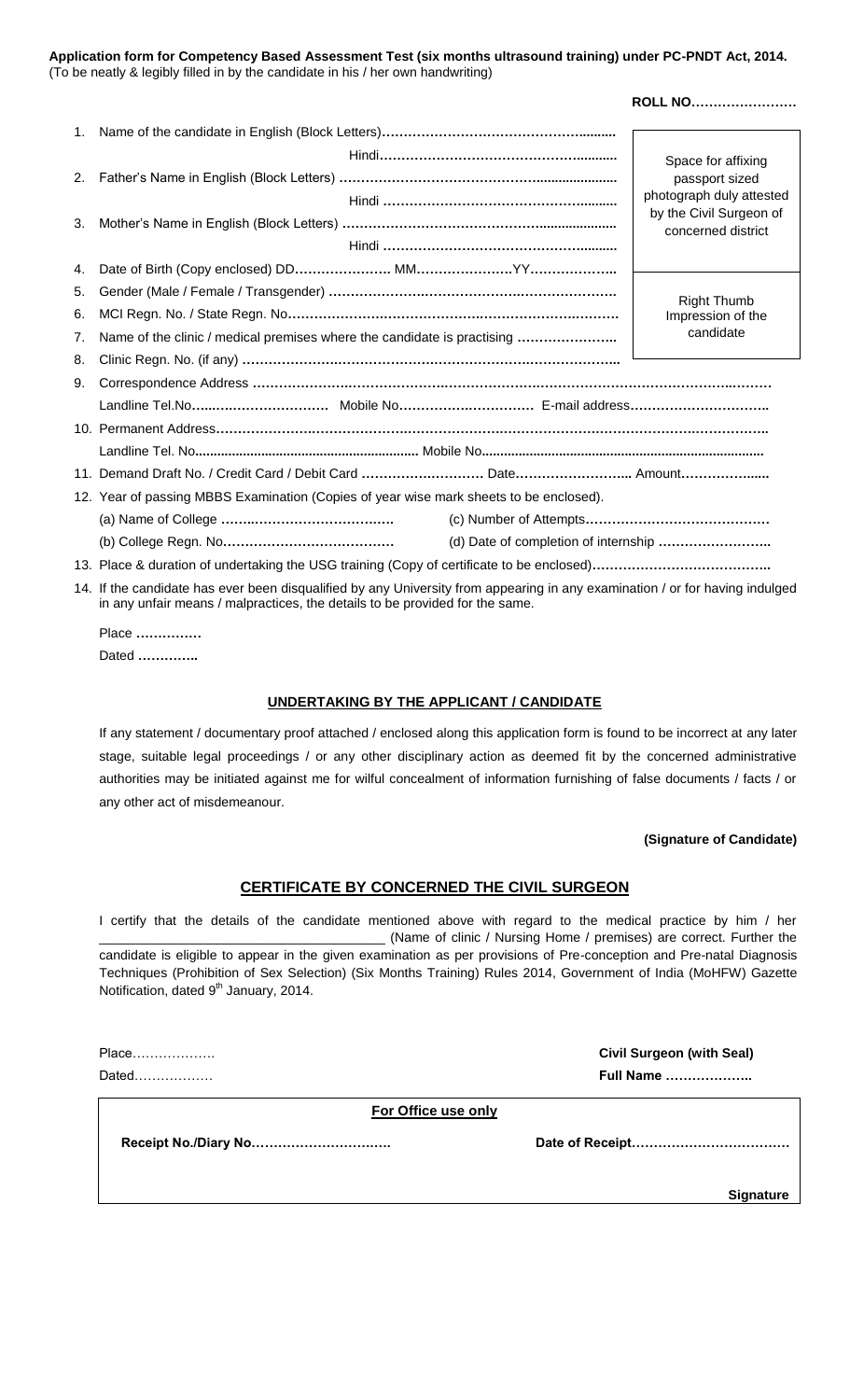**Application form for Competency Based Assessment Test (six months ultrasound training) under PC-PNDT Act, 2014.**
(To be neatly & legibly filled in by the candidate in his / her own handwriting)

**ROLL NO……………………**

1. Name of the candidate in English (Block Letters)………………………………………..........

   Hindi………………………………………..........
2. Father's Name in English (Block Letters) ………………………………………......................

   Hindi ………………………………………..........
3. Mother's Name in English (Block Letters) ………………………………………......................

   Hindi ………………………………………..........
4. Date of Birth (Copy enclosed) DD…………………. MM…………………YY………………..
5. Gender (Male / Female / Transgender) ……………………………………………………….
6. MCI Regn. No. / State Regn. No……………………………………………………………….
7. Name of the clinic / medical premises where the candidate is practising …………………..
8. Clinic Regn. No. (if any) ……………………………………………………………………...

| Space for affixing passport sized photograph duly attested by the Civil Surgeon of concerned district |
|---|
| Right Thumb Impression of the candidate |

9. Correspondence Address ……………………………………………………………………………………………

   Landline Tel.No…...……………………… Mobile No…………….………… E-mail address…………………………..
10. Permanent Address…………………………………………………………………………………………………..

    Landline Tel. No............................................................ Mobile No...........................................................................
11. Demand Draft No. / Credit Card / Debit Card ……………………… Date……………………... Amount……………......
12. Year of passing MBBS Examination (Copies of year wise mark sheets to be enclosed).

    (a) Name of College ……..……………………….…. (c) Number of Attempts……………………………………

    (b) College Regn. No………………………………… (d) Date of completion of internship ……………………..
13. Place & duration of undertaking the USG training (Copy of certificate to be enclosed)…………………………………..
14. If the candidate has ever been disqualified by any University from appearing in any examination / or for having indulged in any unfair means / malpractices, the details to be provided for the same.

Place ……………

Dated …………..

## UNDERTAKING BY THE APPLICANT / CANDIDATE

If any statement / documentary proof attached / enclosed along this application form is found to be incorrect at any later stage, suitable legal proceedings / or any other disciplinary action as deemed fit by the concerned administrative authorities may be initiated against me for wilful concealment of information furnishing of false documents / facts / or any other act of misdemeanour.

**(Signature of Candidate)**

## CERTIFICATE BY CONCERNED THE CIVIL SURGEON

I certify that the details of the candidate mentioned above with regard to the medical practice by him / her ______________________________________ (Name of clinic / Nursing Home / premises) are correct. Further the candidate is eligible to appear in the given examination as per provisions of Pre-conception and Pre-natal Diagnosis Techniques (Prohibition of Sex Selection) (Six Months Training) Rules 2014, Government of India (MoHFW) Gazette Notification, dated 9th January, 2014.

Place………………. **Civil Surgeon (with Seal)**

Dated……………… **Full Name ………………..**

**For Office use only**

**Receipt No./Diary No………………………….** **Date of Receipt………………………………**

**Signature**